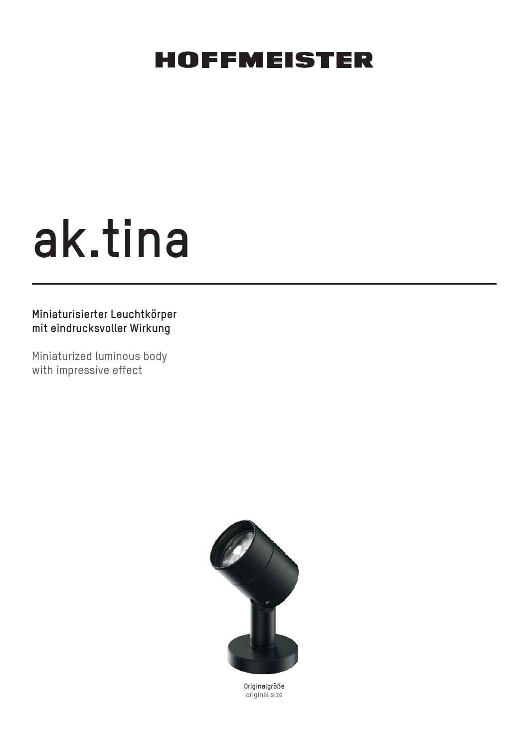HOFFMEISTER

# ak.tina

**Miniaturisierter Leuchtkörper mit eindrucksvoller Wirkung**

Miniaturized luminous body with impressive effect

**Originalgröße**
original size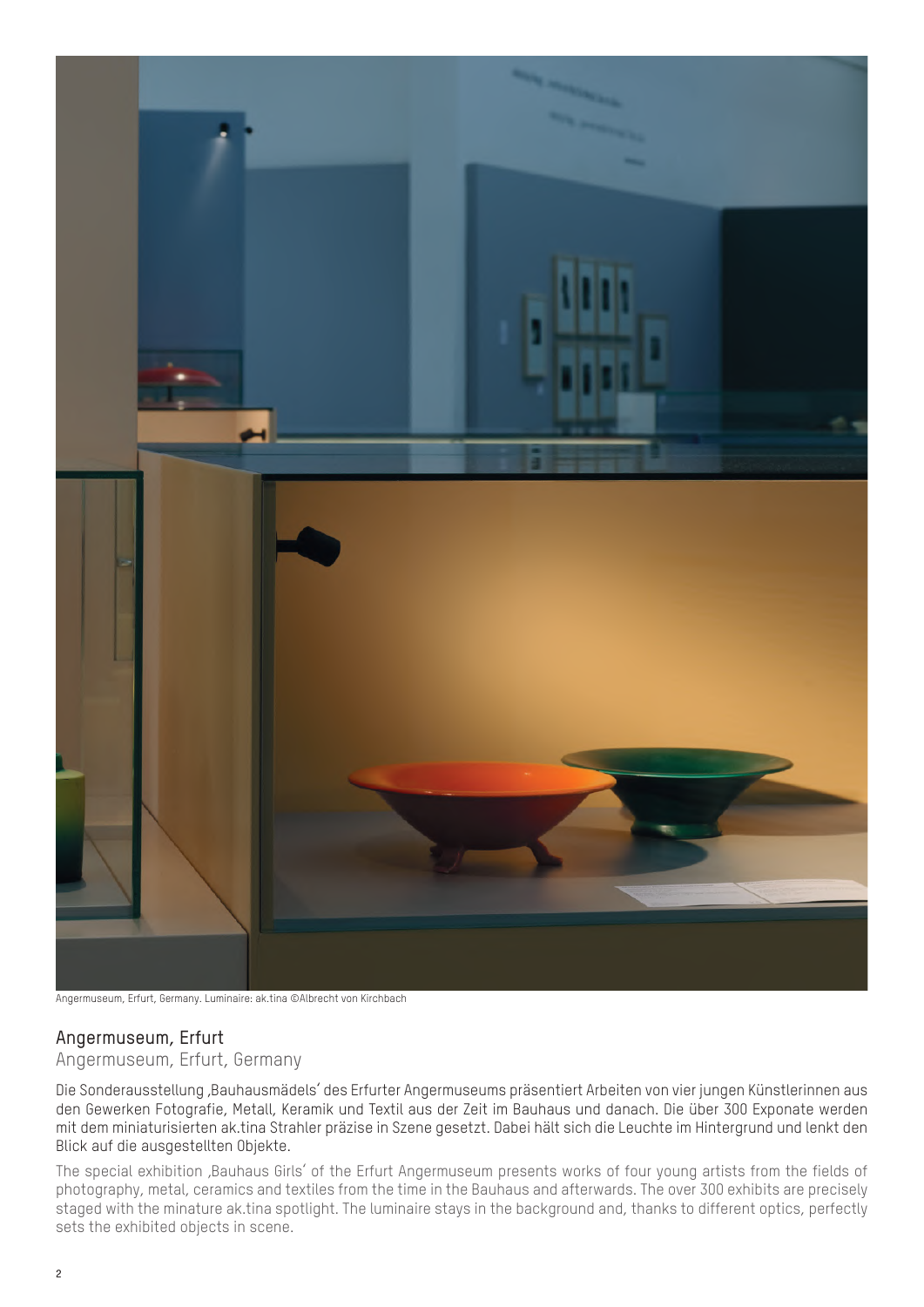Angermuseum, Erfurt, Germany. Luminaire: ak.tina ©Albrecht von Kirchbach

## Angermuseum, Erfurt

Angermuseum, Erfurt, Germany

Die Sonderausstellung ‚Bauhausmädels' des Erfurter Angermuseums präsentiert Arbeiten von vier jungen Künstlerinnen aus den Gewerken Fotografie, Metall, Keramik und Textil aus der Zeit im Bauhaus und danach. Die über 300 Exponate werden mit dem miniaturisierten ak.tina Strahler präzise in Szene gesetzt. Dabei hält sich die Leuchte im Hintergrund und lenkt den Blick auf die ausgestellten Objekte.

The special exhibition ‚Bauhaus Girls' of the Erfurt Angermuseum presents works of four young artists from the fields of photography, metal, ceramics and textiles from the time in the Bauhaus and afterwards. The over 300 exhibits are precisely staged with the minature ak.tina spotlight. The luminaire stays in the background and, thanks to different optics, perfectly sets the exhibited objects in scene.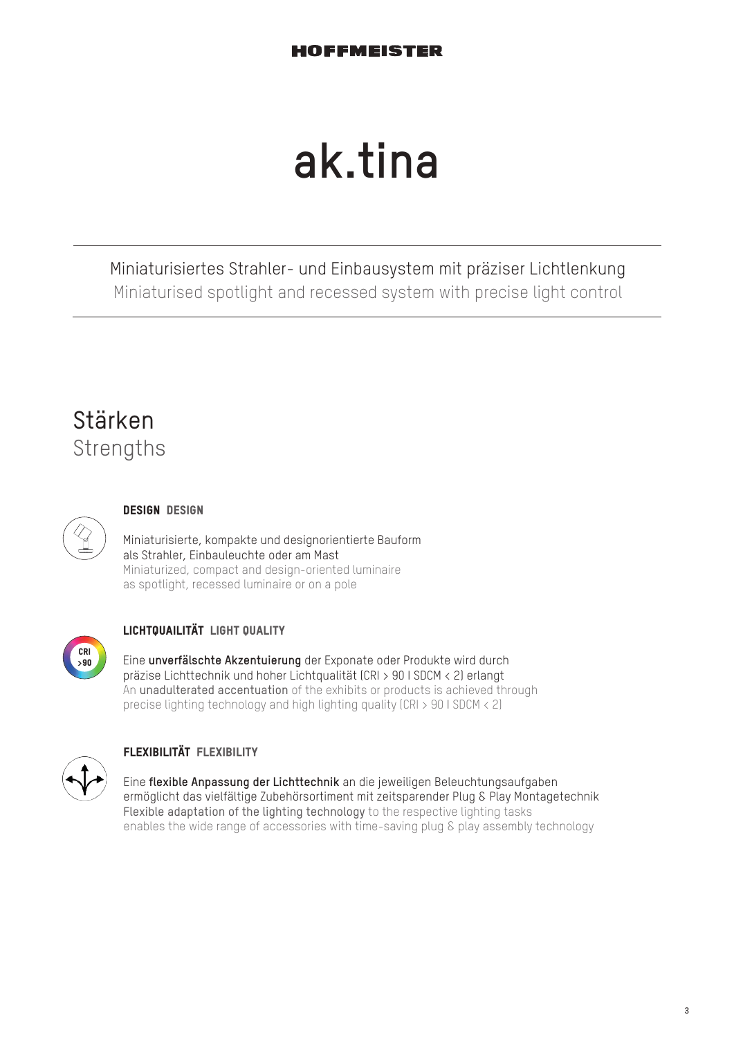HOFFMEISTER

# ak.tina

Miniaturisiertes Strahler- und Einbausystem mit präziser Lichtlenkung
Miniaturised spotlight and recessed system with precise light control

## Stärken
## Strengths

### DESIGN DESIGN

Miniaturisierte, kompakte und designorientierte Bauform
als Strahler, Einbauleuchte oder am Mast
Miniaturized, compact and design-oriented luminaire
as spotlight, recessed luminaire or on a pole

### LICHTQUAILITÄT LIGHT QUALITY

Eine **unverfälschte Akzentuierung** der Exponate oder Produkte wird durch
präzise Lichttechnik und hoher Lichtqualität (CRI > 90 I SDCM < 2) erlangt
An **unadulterated accentuation** of the exhibits or products is achieved through
precise lighting technology and high lighting quality (CRI > 90 I SDCM < 2)

### FLEXIBILITÄT FLEXIBILITY

Eine **flexible Anpassung der Lichttechnik** an die jeweiligen Beleuchtungsaufgaben
ermöglicht das vielfältige Zubehörsortiment mit zeitsparender Plug & Play Montagetechnik
**Flexible adaptation of the lighting technology** to the respective lighting tasks
enables the wide range of accessories with time-saving plug & play assembly technology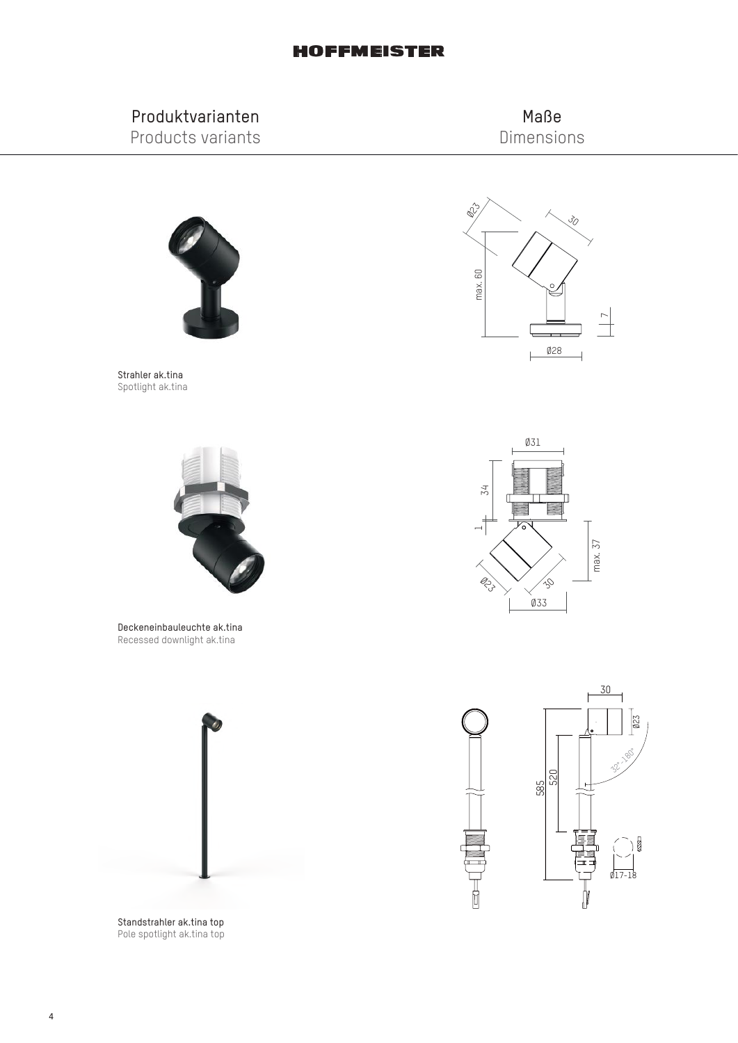## Produktvarianten
Products variants

## Maße
Dimensions

**Strahler ak.tina**
Spotlight ak.tina

**Deckeneinbauleuchte ak.tina**
Recessed downlight ak.tina

**Standstrahler ak.tina top**
Pole spotlight ak.tina top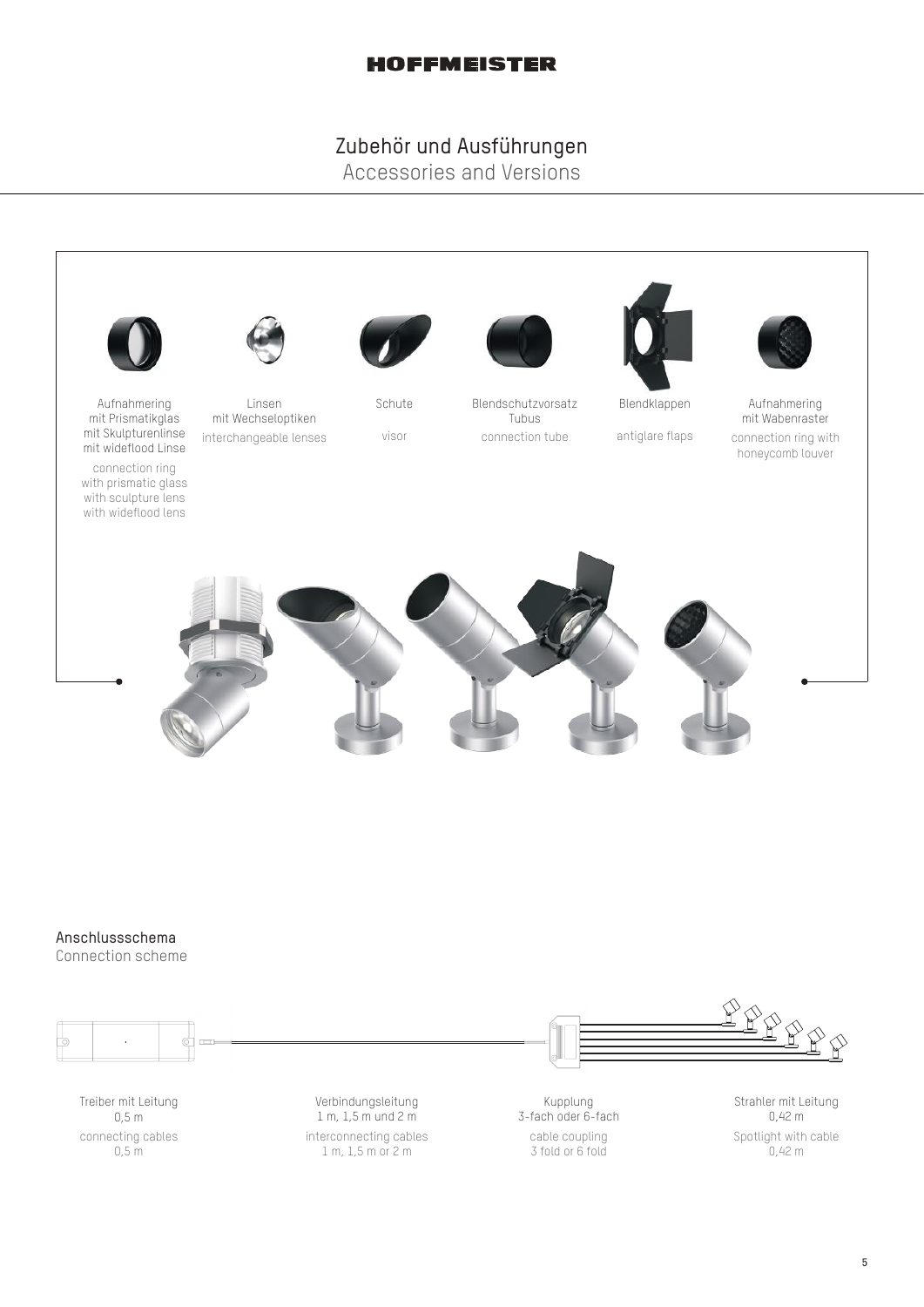## Zubehör und Ausführungen
Accessories and Versions

Aufnahmering
mit Prismatikglas
mit Skulpturenlinse
mit wideflood Linse

connection ring
with prismatic glass
with sculpture lens
with wideflood lens

Linsen
mit Wechseloptiken

interchangeable lenses

Schute

visor

Blendschutzvorsatz
Tubus

connection tube

Blendklappen

antiglare flaps

Aufnahmering
mit Wabenraster

connection ring with
honeycomb louver

### Anschlussschema
Connection scheme

Treiber mit Leitung
0,5 m

connecting cables
0,5 m

Verbindungsleitung
1 m, 1,5 m und 2 m

interconnecting cables
1 m, 1,5 m or 2 m

Kupplung
3-fach oder 6-fach

cable coupling
3 fold or 6 fold

Strahler mit Leitung
0,42 m

Spotlight with cable
0,42 m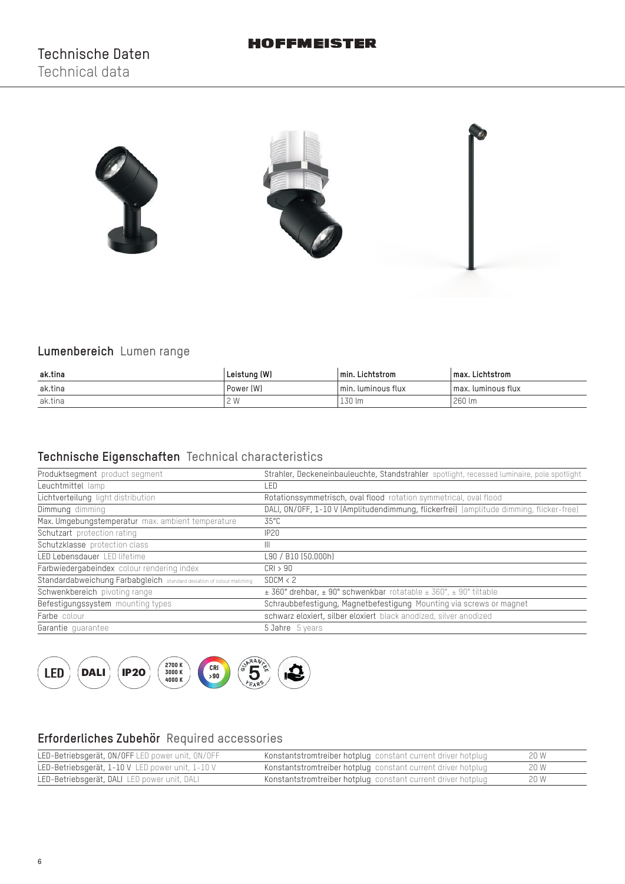# Technische Daten
Technical data

## Lumenbereich Lumen range

| ak.tina | Leistung (W) | min. Lichtstrom | max. Lichtstrom |
|---|---|---|---|
| ak.tina | Power (W) | min. luminous flux | max. luminous flux |
| ak.tina | 2 W | 130 lm | 260 lm |

## Technische Eigenschaften Technical characteristics

| | |
|---|---|
| Produktsegment product segment | Strahler, Deckeneinbauleuchte, Standstrahler spotlight, recessed luminaire, pole spotlight |
| Leuchtmittel lamp | LED |
| Lichtverteilung light distribution | Rotationssymmetrisch, oval flood rotation symmetrical, oval flood |
| Dimmung dimming | DALI, ON/OFF, 1-10 V (Amplitudendimmung, flickerfrei) (amplitude dimming, flicker-free) |
| Max. Umgebungstemperatur max. ambient temperature | 35°C |
| Schutzart protection rating | IP20 |
| Schutzklasse protection class | III |
| LED Lebensdauer LED lifetime | L90 / B10 (50.000h) |
| Farbwiedergabeindex colour rendering index | CRI > 90 |
| Standardabweichung Farbabgleich standard deviation of colour matching | SDCM < 2 |
| Schwenkbereich pivoting range | ± 360° drehbar, ± 90° schwenkbar rotatable ± 360°, ± 90° tiltable |
| Befestigungssystem mounting types | Schraubbefestigung, Magnetbefestigung Mounting via screws or magnet |
| Farbe colour | schwarz eloxiert, silber eloxiert black anodized, silver anodized |
| Garantie guarantee | 5 Jahre 5 years |

LED DALI IP20 2700 K 3000 K 4000 K CRI >90 GUARANTEE 5 YEARS

## Erforderliches Zubehör Required accessories

| | | |
|---|---|---|
| LED-Betriebsgerät, ON/OFF LED power unit, ON/OFF | Konstantstromtreiber hotplug constant current driver hotplug | 20 W |
| LED-Betriebsgerät, 1-10 V LED power unit, 1-10 V | Konstantstromtreiber hotplug constant current driver hotplug | 20 W |
| LED-Betriebsgerät, DALI LED power unit, DALI | Konstantstromtreiber hotplug constant current driver hotplug | 20 W |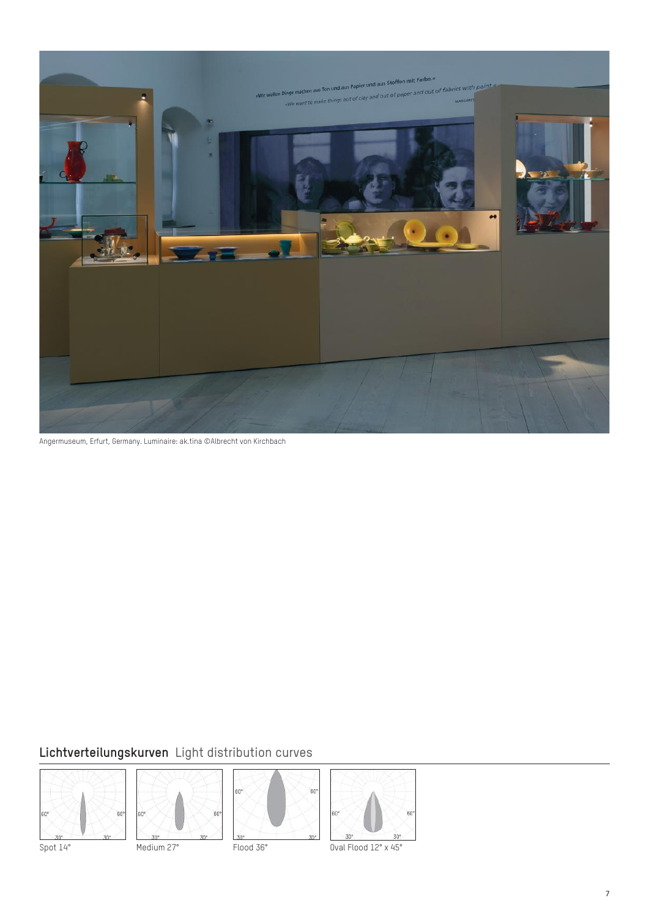Angermuseum, Erfurt, Germany. Luminaire: ak.tina ©Albrecht von Kirchbach

## Lichtverteilungskurven Light distribution curves

Spot 14°

Medium 27°

Flood 36°

Oval Flood 12° x 45°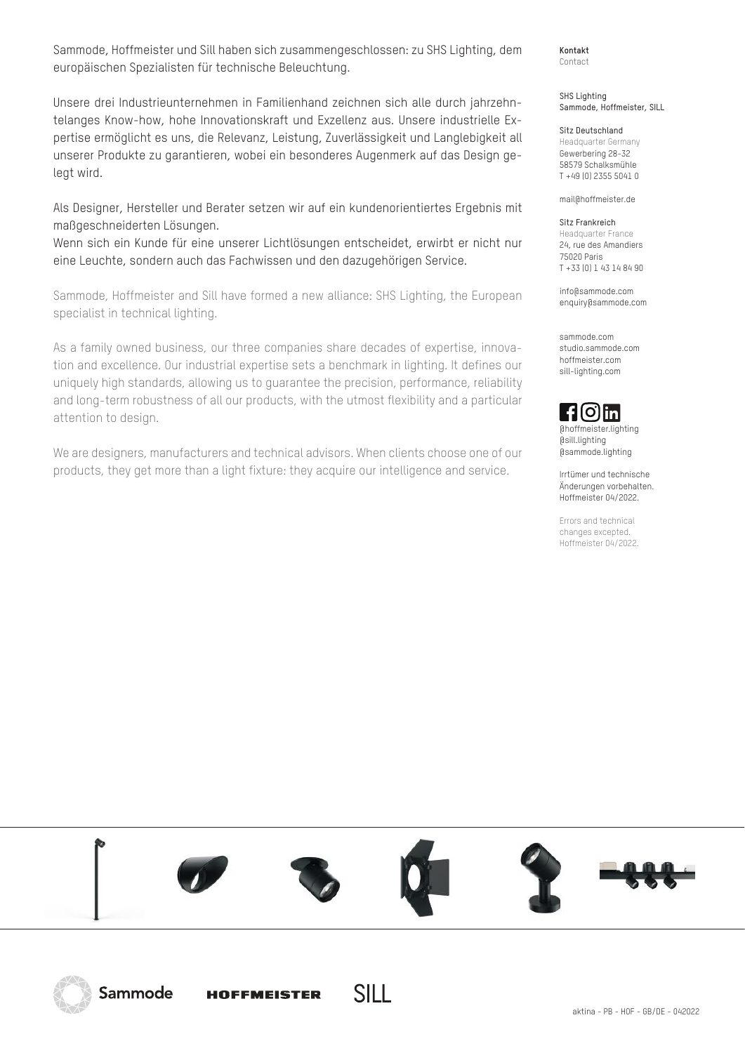Sammode, Hoffmeister und Sill haben sich zusammengeschlossen: zu SHS Lighting, dem europäischen Spezialisten für technische Beleuchtung.

Unsere drei Industrieunternehmen in Familienhand zeichnen sich alle durch jahrzehntelanges Know-how, hohe Innovationskraft und Exzellenz aus. Unsere industrielle Expertise ermöglicht es uns, die Relevanz, Leistung, Zuverlässigkeit und Langlebigkeit all unserer Produkte zu garantieren, wobei ein besonderes Augenmerk auf das Design gelegt wird.

Als Designer, Hersteller und Berater setzen wir auf ein kundenorientiertes Ergebnis mit maßgeschneiderten Lösungen.
Wenn sich ein Kunde für eine unserer Lichtlösungen entscheidet, erwirbt er nicht nur eine Leuchte, sondern auch das Fachwissen und den dazugehörigen Service.

Sammode, Hoffmeister and Sill have formed a new alliance: SHS Lighting, the European specialist in technical lighting.

As a family owned business, our three companies share decades of expertise, innovation and excellence. Our industrial expertise sets a benchmark in lighting. It defines our uniquely high standards, allowing us to guarantee the precision, performance, reliability and long-term robustness of all our products, with the utmost flexibility and a particular attention to design.

We are designers, manufacturers and technical advisors. When clients choose one of our products, they get more than a light fixture: they acquire our intelligence and service.

**Kontakt**
Contact

**SHS Lighting**
**Sammode, Hoffmeister, SILL**

**Sitz Deutschland**
Headquarter Germany
Gewerbering 28-32
58579 Schalksmühle
T +49 (0) 2355 5041 0

mail@hoffmeister.de

**Sitz Frankreich**
Headquarter France
24, rue des Amandiers
75020 Paris
T +33 (0) 1 43 14 84 90

info@sammode.com
enquiry@sammode.com

sammode.com
studio.sammode.com
hoffmeister.com
sill-lighting.com

@hoffmeister.lighting
@sill.lighting
@sammode.lighting

Irrtümer und technische Änderungen vorbehalten.
Hoffmeister 04/2022.

Errors and technical changes excepted.
Hoffmeister 04/2022.

Sammode HOFFMEISTER SILL

aktina - PB - HOF - GB/DE - 042022